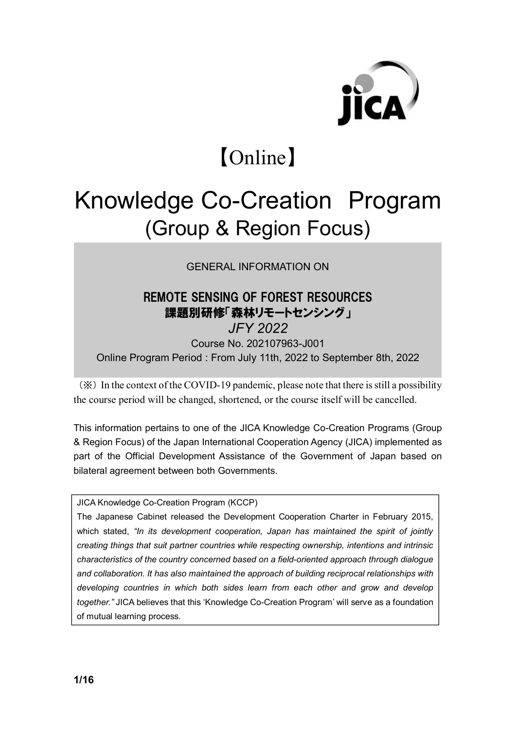【Online】

# Knowledge Co-Creation Program
## (Group & Region Focus)

GENERAL INFORMATION ON

### REMOTE SENSING OF FOREST RESOURCES
### 課題別研修「森林リモートセンシング」

*JFY 2022*

Course No. 202107963-J001

Online Program Period : From July 11th, 2022 to September 8th, 2022

（※）In the context of the COVID-19 pandemic, please note that there is still a possibility the course period will be changed, shortened, or the course itself will be cancelled.

This information pertains to one of the JICA Knowledge Co-Creation Programs (Group & Region Focus) of the Japan International Cooperation Agency (JICA) implemented as part of the Official Development Assistance of the Government of Japan based on bilateral agreement between both Governments.

JICA Knowledge Co-Creation Program (KCCP)

The Japanese Cabinet released the Development Cooperation Charter in February 2015, which stated, *"In its development cooperation, Japan has maintained the spirit of jointly creating things that suit partner countries while respecting ownership, intentions and intrinsic characteristics of the country concerned based on a field-oriented approach through dialogue and collaboration. It has also maintained the approach of building reciprocal relationships with developing countries in which both sides learn from each other and grow and develop together."* JICA believes that this 'Knowledge Co-Creation Program' will serve as a foundation of mutual learning process.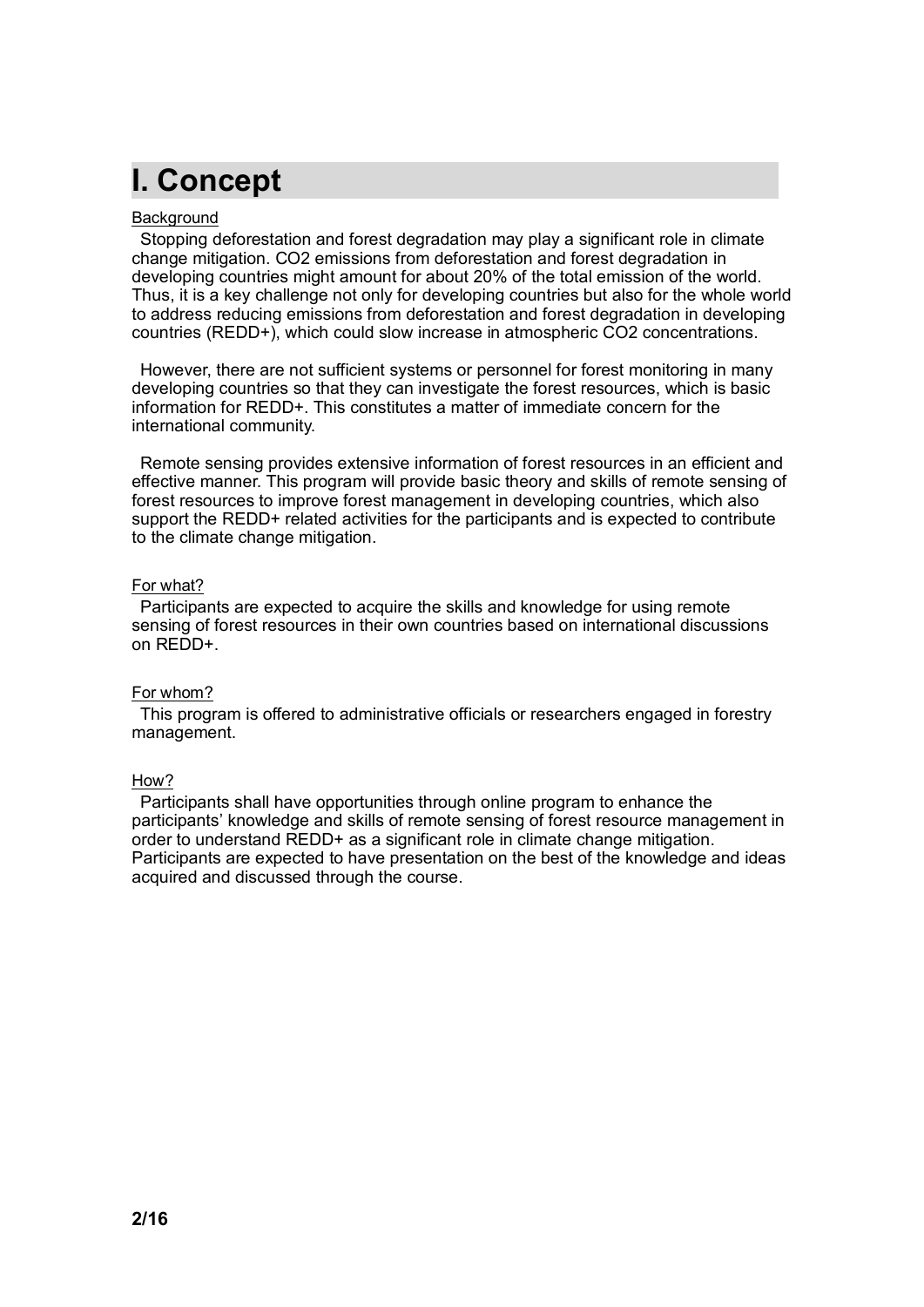# I. Concept

Background

Stopping deforestation and forest degradation may play a significant role in climate change mitigation. $CO_2$ emissions from deforestation and forest degradation in developing countries might amount for about 20% of the total emission of the world. Thus, it is a key challenge not only for developing countries but also for the whole world to address reducing emissions from deforestation and forest degradation in developing countries (REDD+), which could slow increase in atmospheric $CO_2$ concentrations.

However, there are not sufficient systems or personnel for forest monitoring in many developing countries so that they can investigate the forest resources, which is basic information for REDD+. This constitutes a matter of immediate concern for the international community.

Remote sensing provides extensive information of forest resources in an efficient and effective manner. This program will provide basic theory and skills of remote sensing of forest resources to improve forest management in developing countries, which also support the REDD+ related activities for the participants and is expected to contribute to the climate change mitigation.

For what?

Participants are expected to acquire the skills and knowledge for using remote sensing of forest resources in their own countries based on international discussions on REDD+.

For whom?

This program is offered to administrative officials or researchers engaged in forestry management.

How?

Participants shall have opportunities through online program to enhance the participants' knowledge and skills of remote sensing of forest resource management in order to understand REDD+ as a significant role in climate change mitigation. Participants are expected to have presentation on the best of the knowledge and ideas acquired and discussed through the course.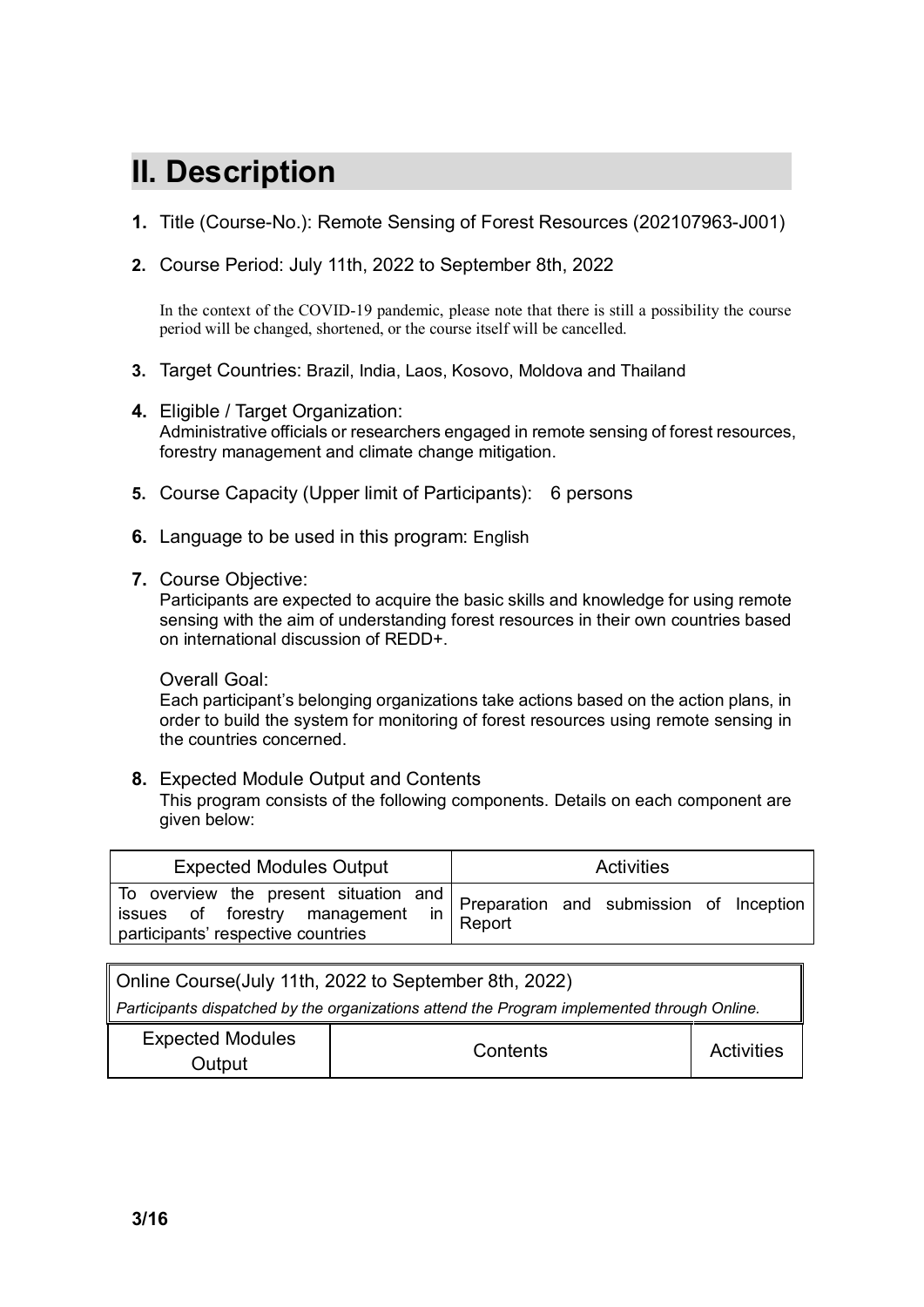## II. Description

1. Title (Course-No.): Remote Sensing of Forest Resources (202107963-J001)

2. Course Period: July 11th, 2022 to September 8th, 2022

   In the context of the COVID-19 pandemic, please note that there is still a possibility the course period will be changed, shortened, or the course itself will be cancelled.

3. Target Countries: Brazil, India, Laos, Kosovo, Moldova and Thailand

4. Eligible / Target Organization:
   Administrative officials or researchers engaged in remote sensing of forest resources, forestry management and climate change mitigation.

5. Course Capacity (Upper limit of Participants): 6 persons

6. Language to be used in this program: English

7. Course Objective:
   Participants are expected to acquire the basic skills and knowledge for using remote sensing with the aim of understanding forest resources in their own countries based on international discussion of REDD+.

   Overall Goal:
   Each participant's belonging organizations take actions based on the action plans, in order to build the system for monitoring of forest resources using remote sensing in the countries concerned.

8. Expected Module Output and Contents
   This program consists of the following components. Details on each component are given below:

| Expected Modules Output | Activities |
|---|---|
| To overview the present situation and issues of forestry management in participants' respective countries | Preparation and submission of Inception Report |

Online Course(July 11th, 2022 to September 8th, 2022)

*Participants dispatched by the organizations attend the Program implemented through Online.*

| Expected Modules Output | Contents | Activities |
|---|---|---|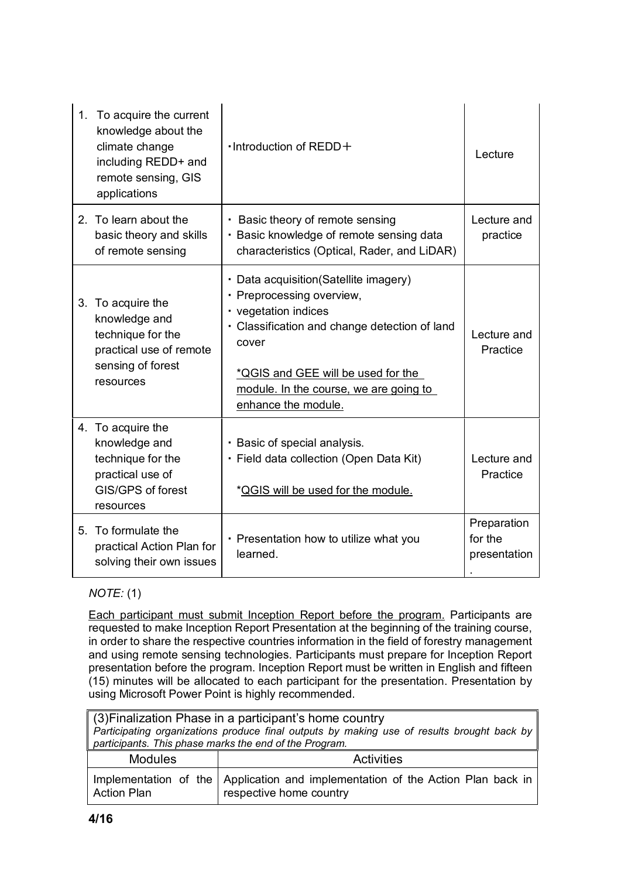| | | |
|---|---|---|
| 1. To acquire the current knowledge about the climate change including REDD+ and remote sensing, GIS applications | ･Introduction of REDD＋ | Lecture |
| 2. To learn about the basic theory and skills of remote sensing | ･ Basic theory of remote sensing<br>･ Basic knowledge of remote sensing data characteristics (Optical, Rader, and LiDAR) | Lecture and practice |
| 3. To acquire the knowledge and technique for the practical use of remote sensing of forest resources | ･ Data acquisition(Satellite imagery)<br>･ Preprocessing overview,<br>･ vegetation indices<br>･ Classification and change detection of land cover<br><br>*QGIS and GEE will be used for the module. In the course, we are going to enhance the module. | Lecture and Practice |
| 4. To acquire the knowledge and technique for the practical use of GIS/GPS of forest resources | ･ Basic of special analysis.<br>･ Field data collection (Open Data Kit)<br><br>*QGIS will be used for the module. | Lecture and Practice |
| 5. To formulate the practical Action Plan for solving their own issues | ･ Presentation how to utilize what you learned. | Preparation for the presentation. |

*NOTE:* (1)

Each participant must submit Inception Report before the program. Participants are requested to make Inception Report Presentation at the beginning of the training course, in order to share the respective countries information in the field of forestry management and using remote sensing technologies. Participants must prepare for Inception Report presentation before the program. Inception Report must be written in English and fifteen (15) minutes will be allocated to each participant for the presentation. Presentation by using Microsoft Power Point is highly recommended.

(3)Finalization Phase in a participant's home country

*Participating organizations produce final outputs by making use of results brought back by participants. This phase marks the end of the Program.*

| Modules | Activities |
|---|---|
| Implementation of the Action Plan | Application and implementation of the Action Plan back in respective home country |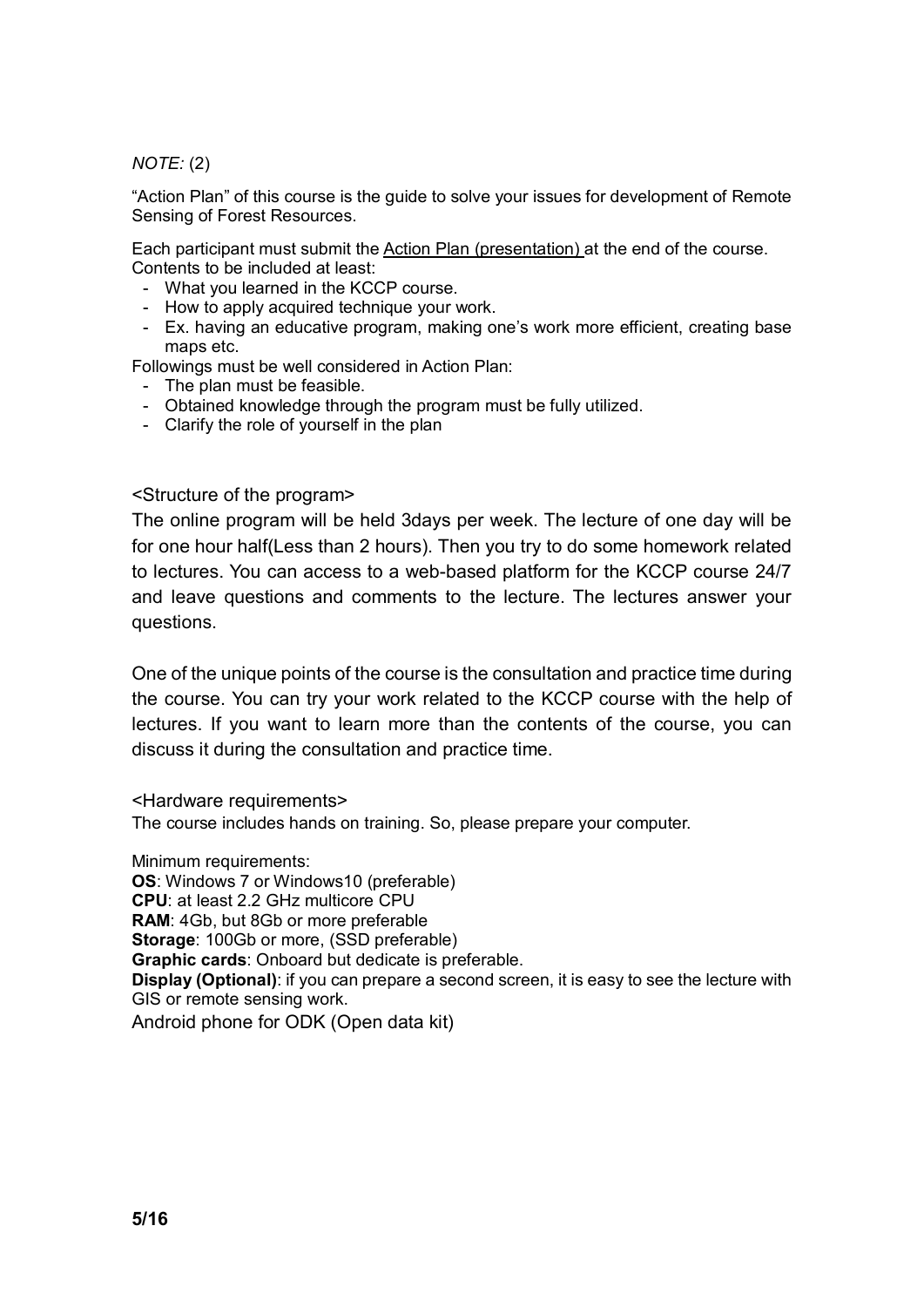*NOTE:* (2)

"Action Plan" of this course is the guide to solve your issues for development of Remote Sensing of Forest Resources.

Each participant must submit the <u>Action Plan (presentation)</u> at the end of the course. Contents to be included at least:

- What you learned in the KCCP course.
- How to apply acquired technique your work.
- Ex. having an educative program, making one's work more efficient, creating base maps etc.

Followings must be well considered in Action Plan:

- The plan must be feasible.
- Obtained knowledge through the program must be fully utilized.
- Clarify the role of yourself in the plan

<Structure of the program>

The online program will be held 3days per week. The lecture of one day will be for one hour half(Less than 2 hours). Then you try to do some homework related to lectures. You can access to a web-based platform for the KCCP course 24/7 and leave questions and comments to the lecture. The lectures answer your questions.

One of the unique points of the course is the consultation and practice time during the course. You can try your work related to the KCCP course with the help of lectures. If you want to learn more than the contents of the course, you can discuss it during the consultation and practice time.

<Hardware requirements>

The course includes hands on training. So, please prepare your computer.

Minimum requirements:
**OS**: Windows 7 or Windows10 (preferable)
**CPU**: at least 2.2 GHz multicore CPU
**RAM**: 4Gb, but 8Gb or more preferable
**Storage**: 100Gb or more, (SSD preferable)
**Graphic cards**: Onboard but dedicate is preferable.
**Display (Optional)**: if you can prepare a second screen, it is easy to see the lecture with GIS or remote sensing work.
Android phone for ODK (Open data kit)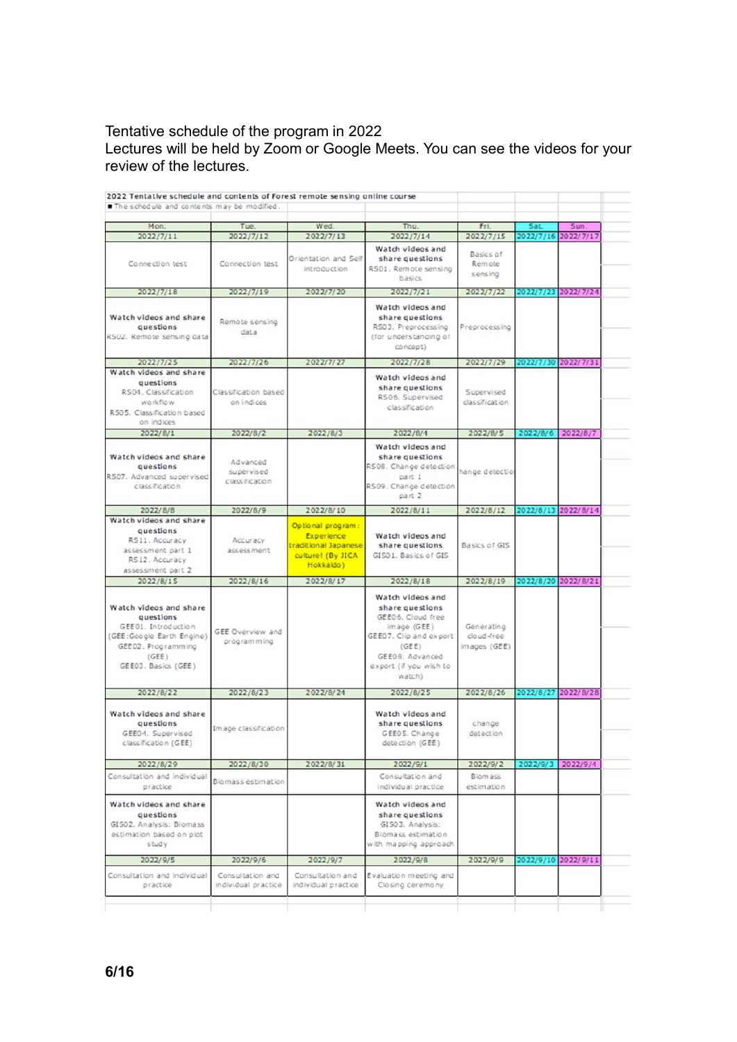Tentative schedule of the program in 2022
Lectures will be held by Zoom or Google Meets. You can see the videos for your review of the lectures.

2022 Tentative schedule and contents of Forest remote sensing online course
■ The schedule and contents may be modified.

| Mon. | Tue. | Wed. | Thu. | Fri. | Sat. | Sun. |
|---|---|---|---|---|---|---|
| 2022/7/11 | 2022/7/12 | 2022/7/13 | 2022/7/14 | 2022/7/15 | 2022/7/16 | 2022/7/17 |
| Connection test | Connection test | Orientation and Self introduction | Watch videos and share questions RS01. Remote sensing basics | Basics of Remote sensing | | |
| 2022/7/18 | 2022/7/19 | 2022/7/20 | 2022/7/21 | 2022/7/22 | 2022/7/23 | 2022/7/24 |
| Watch videos and share questions RS02. Remote sensing data | Remote sensing data | | Watch videos and share questions RS03. Preprocessing (for understanding of concept) | Preprocessing | | |
| 2022/7/25 | 2022/7/26 | 2022/7/27 | 2022/7/28 | 2022/7/29 | 2022/7/30 | 2022/7/31 |
| Watch videos and share questions RS04. Classification workflow RS05. Classification based on indices | Classification based on indices | | Watch videos and share questions RS06. Supervised classification | Supervised classification | | |
| 2022/8/1 | 2022/8/2 | 2022/8/3 | 2022/8/4 | 2022/8/5 | 2022/8/6 | 2022/8/7 |
| Watch videos and share questions RS07. Advanced supervised classification | Advanced supervised classification | | Watch videos and share questions RS08. Change detection part 1 RS09. Change detection part 2 | hange detectio | | |
| 2022/8/8 | 2022/8/9 | 2022/8/10 | 2022/8/11 | 2022/8/12 | 2022/8/13 | 2022/8/14 |
| Watch videos and share questions RS11. Accuracy assessment part 1 RS12. Accuracy assessment part 2 | Accuracy assessment | Optional program: Experience traditional Japanese culture! (By JICA Hokkaido) | Watch videos and share questions GIS01. Basics of GIS | Basics of GIS | | |
| 2022/8/15 | 2022/8/16 | 2022/8/17 | 2022/8/18 | 2022/8/19 | 2022/8/20 | 2022/8/21 |
| Watch videos and share questions GEE01. Introduction (GEE:Google Earth Engine) GEE02. Programming (GEE) GEE03. Basics (GEE) | GEE Overview and programming | | Watch videos and share questions GEE06. Cloud free image (GEE) GEE07. Clip and export (GEE) GEE08: Advanced export (if you wish to watch) | Generating cloud-free images (GEE) | | |
| 2022/8/22 | 2022/8/23 | 2022/8/24 | 2022/8/25 | 2022/8/26 | 2022/8/27 | 2022/8/28 |
| Watch videos and share questions GEE04. Supervised classification (GEE) | Image classification | | Watch videos and share questions GEE05. Change detection (GEE) | change detection | | |
| 2022/8/29 | 2022/8/30 | 2022/8/31 | 2022/9/1 | 2022/9/2 | 2022/9/3 | 2022/9/4 |
| Consultation and individual practice | Biomass estimation | | Consultation and individual practice | Biomass estimation | | |
| Watch videos and share questions GIS02. Analysis: Biomass estimation based on plot study | | | Watch videos and share questions GIS03. Analysis: Biomass estimation with mapping approach | | | |
| 2022/9/5 | 2022/9/6 | 2022/9/7 | 2022/9/8 | 2022/9/9 | 2022/9/10 | 2022/9/11 |
| Consultation and individual practice | Consultation and individual practice | Consultation and individual practice | Evaluation meeting and Closing ceremony | | | |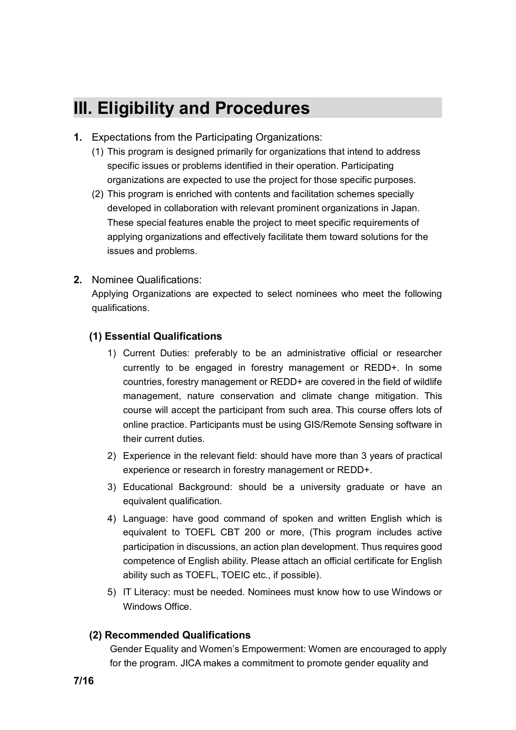# III. Eligibility and Procedures

**1.** Expectations from the Participating Organizations:

(1) This program is designed primarily for organizations that intend to address specific issues or problems identified in their operation. Participating organizations are expected to use the project for those specific purposes.

(2) This program is enriched with contents and facilitation schemes specially developed in collaboration with relevant prominent organizations in Japan. These special features enable the project to meet specific requirements of applying organizations and effectively facilitate them toward solutions for the issues and problems.

**2.** Nominee Qualifications:

Applying Organizations are expected to select nominees who meet the following qualifications.

### (1) Essential Qualifications

1) Current Duties: preferably to be an administrative official or researcher currently to be engaged in forestry management or REDD+. In some countries, forestry management or REDD+ are covered in the field of wildlife management, nature conservation and climate change mitigation. This course will accept the participant from such area. This course offers lots of online practice. Participants must be using GIS/Remote Sensing software in their current duties.

2) Experience in the relevant field: should have more than 3 years of practical experience or research in forestry management or REDD+.

3) Educational Background: should be a university graduate or have an equivalent qualification.

4) Language: have good command of spoken and written English which is equivalent to TOEFL CBT 200 or more, (This program includes active participation in discussions, an action plan development. Thus requires good competence of English ability. Please attach an official certificate for English ability such as TOEFL, TOEIC etc., if possible).

5) IT Literacy: must be needed. Nominees must know how to use Windows or Windows Office.

### (2) Recommended Qualifications

Gender Equality and Women's Empowerment: Women are encouraged to apply for the program. JICA makes a commitment to promote gender equality and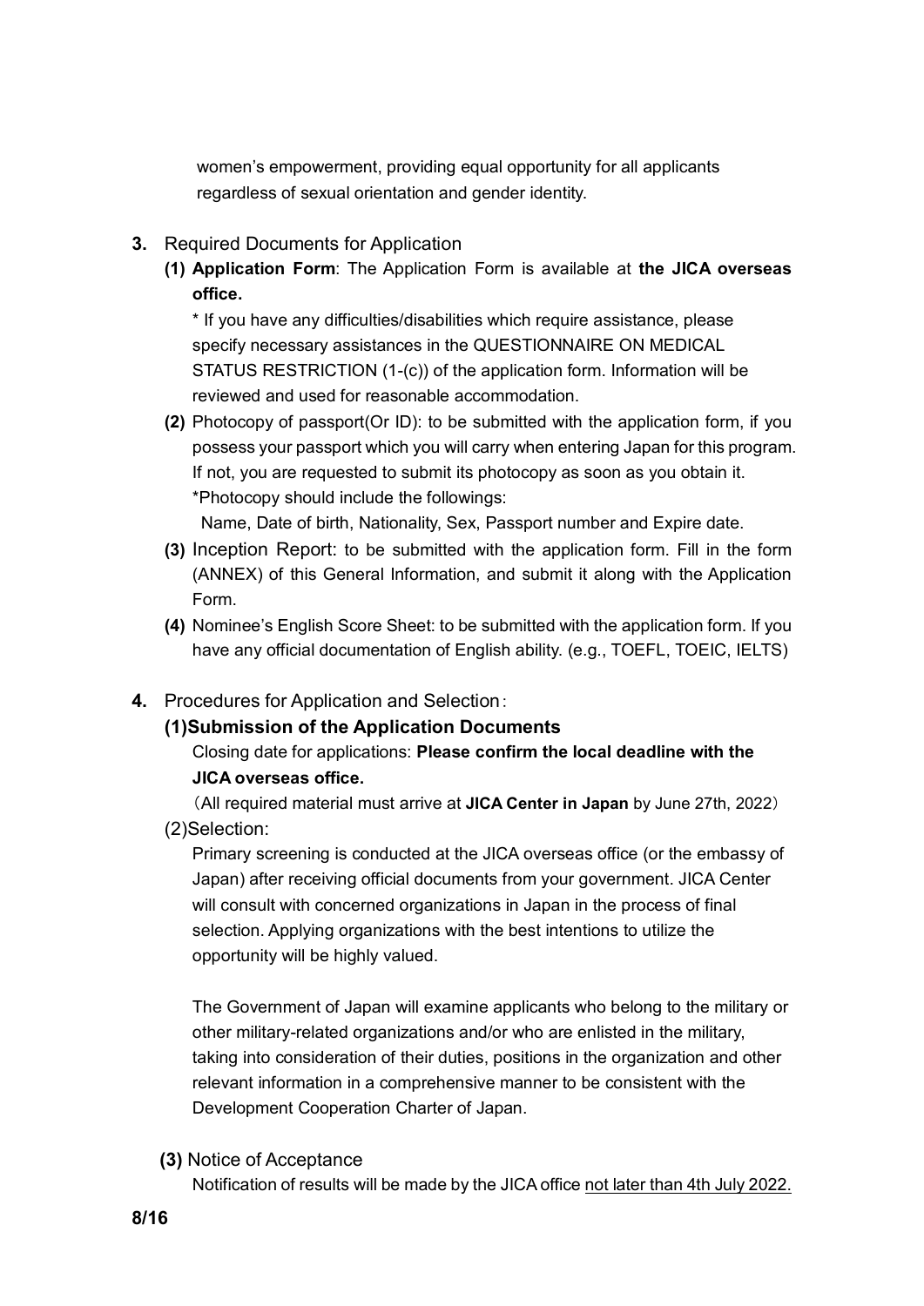women's empowerment, providing equal opportunity for all applicants regardless of sexual orientation and gender identity.

**3.** Required Documents for Application

**(1) Application Form**: The Application Form is available at **the JICA overseas office.**

* If you have any difficulties/disabilities which require assistance, please specify necessary assistances in the QUESTIONNAIRE ON MEDICAL STATUS RESTRICTION (1-(c)) of the application form. Information will be reviewed and used for reasonable accommodation.

**(2)** Photocopy of passport(Or ID): to be submitted with the application form, if you possess your passport which you will carry when entering Japan for this program. If not, you are requested to submit its photocopy as soon as you obtain it.
*Photocopy should include the followings:
Name, Date of birth, Nationality, Sex, Passport number and Expire date.

**(3)** Inception Report: to be submitted with the application form. Fill in the form (ANNEX) of this General Information, and submit it along with the Application Form.

**(4)** Nominee's English Score Sheet: to be submitted with the application form. If you have any official documentation of English ability. (e.g., TOEFL, TOEIC, IELTS)

**4.** Procedures for Application and Selection：

**(1)Submission of the Application Documents**

Closing date for applications: **Please confirm the local deadline with the JICA overseas office.**

（All required material must arrive at **JICA Center in Japan** by June 27th, 2022）

(2)Selection:

Primary screening is conducted at the JICA overseas office (or the embassy of Japan) after receiving official documents from your government. JICA Center will consult with concerned organizations in Japan in the process of final selection. Applying organizations with the best intentions to utilize the opportunity will be highly valued.

The Government of Japan will examine applicants who belong to the military or other military-related organizations and/or who are enlisted in the military, taking into consideration of their duties, positions in the organization and other relevant information in a comprehensive manner to be consistent with the Development Cooperation Charter of Japan.

**(3)** Notice of Acceptance

Notification of results will be made by the JICA office <u>not later than 4th July 2022.</u>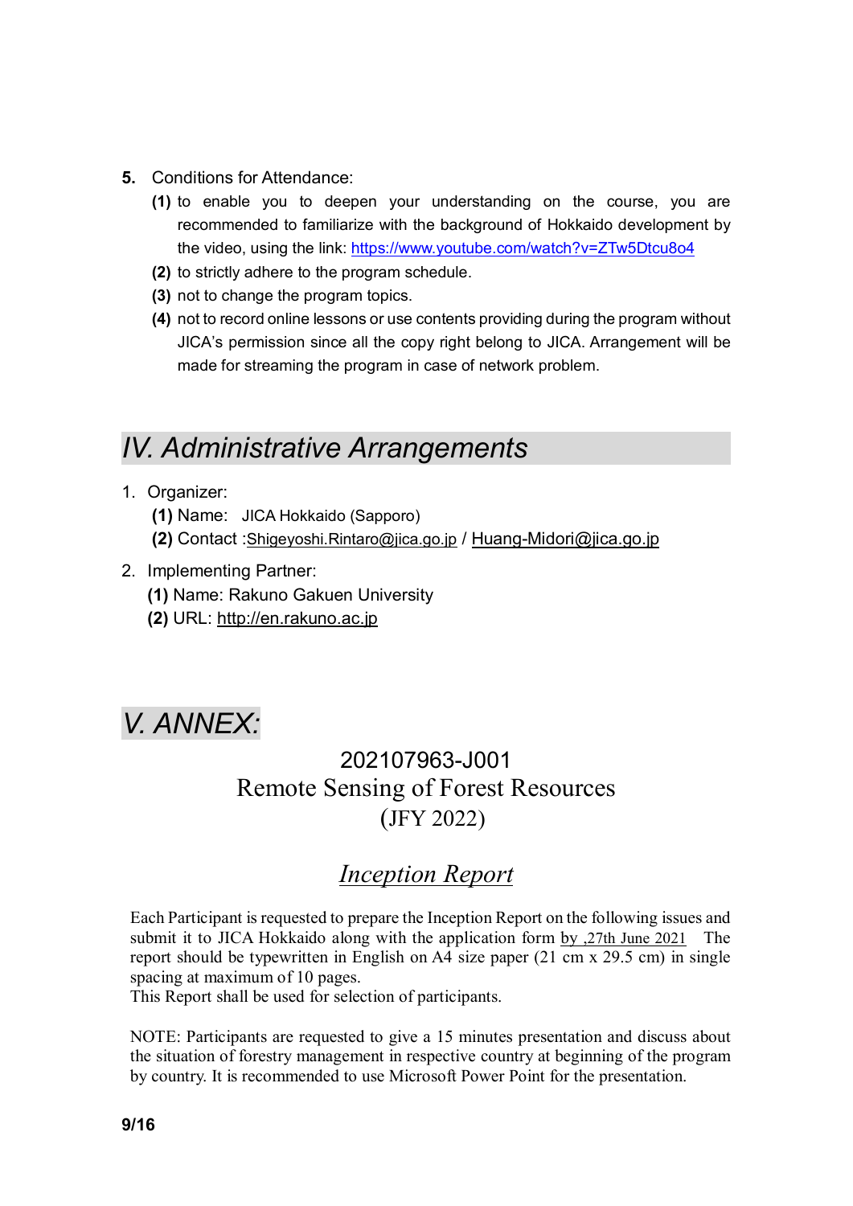**5.** Conditions for Attendance:

**(1)** to enable you to deepen your understanding on the course, you are recommended to familiarize with the background of Hokkaido development by the video, using the link: https://www.youtube.com/watch?v=ZTw5Dtcu8o4

**(2)** to strictly adhere to the program schedule.

**(3)** not to change the program topics.

**(4)** not to record online lessons or use contents providing during the program without JICA's permission since all the copy right belong to JICA. Arrangement will be made for streaming the program in case of network problem.

## *IV. Administrative Arrangements*

1. Organizer:

   **(1)** Name: JICA Hokkaido (Sapporo)

   **(2)** Contact :Shigeyoshi.Rintaro@jica.go.jp / Huang-Midori@jica.go.jp

2. Implementing Partner:

   **(1)** Name: Rakuno Gakuen University

   **(2)** URL: http://en.rakuno.ac.jp

## *V. ANNEX:*

### 202107963-J001
### Remote Sensing of Forest Resources
### (JFY 2022)

### *Inception Report*

Each Participant is requested to prepare the Inception Report on the following issues and submit it to JICA Hokkaido along with the application form by ,27th June 2021 The report should be typewritten in English on A4 size paper (21 cm x 29.5 cm) in single spacing at maximum of 10 pages.
This Report shall be used for selection of participants.

NOTE: Participants are requested to give a 15 minutes presentation and discuss about the situation of forestry management in respective country at beginning of the program by country. It is recommended to use Microsoft Power Point for the presentation.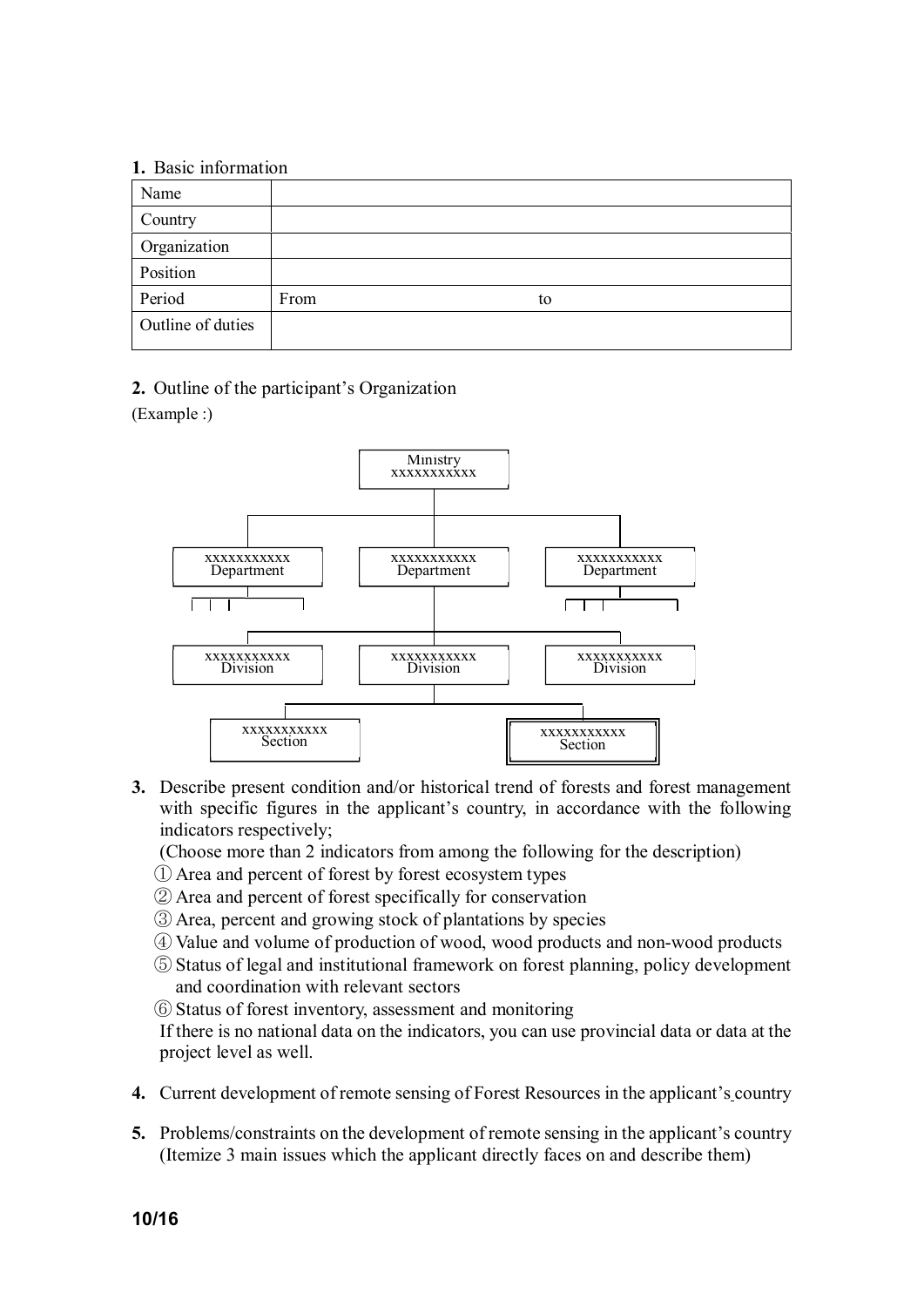**1.** Basic information

| Name | |
|---|---|
| Country | |
| Organization | |
| Position | |
| Period | From                                        to |
| Outline of duties | |

**2.** Outline of the participant's Organization

(Example :)

Ministry
xxxxxxxxxxx

xxxxxxxxxxx Department | xxxxxxxxxxx Department | xxxxxxxxxxx Department

xxxxxxxxxxx Division | xxxxxxxxxxx Division | xxxxxxxxxxx Division

xxxxxxxxxxx Section | xxxxxxxxxxx Section

**3.** Describe present condition and/or historical trend of forests and forest management with specific figures in the applicant's country, in accordance with the following indicators respectively;

(Choose more than 2 indicators from among the following for the description)

① Area and percent of forest by forest ecosystem types
② Area and percent of forest specifically for conservation
③ Area, percent and growing stock of plantations by species
④ Value and volume of production of wood, wood products and non-wood products
⑤ Status of legal and institutional framework on forest planning, policy development and coordination with relevant sectors
⑥ Status of forest inventory, assessment and monitoring

If there is no national data on the indicators, you can use provincial data or data at the project level as well.

**4.** Current development of remote sensing of Forest Resources in the applicant's country

**5.** Problems/constraints on the development of remote sensing in the applicant's country (Itemize 3 main issues which the applicant directly faces on and describe them)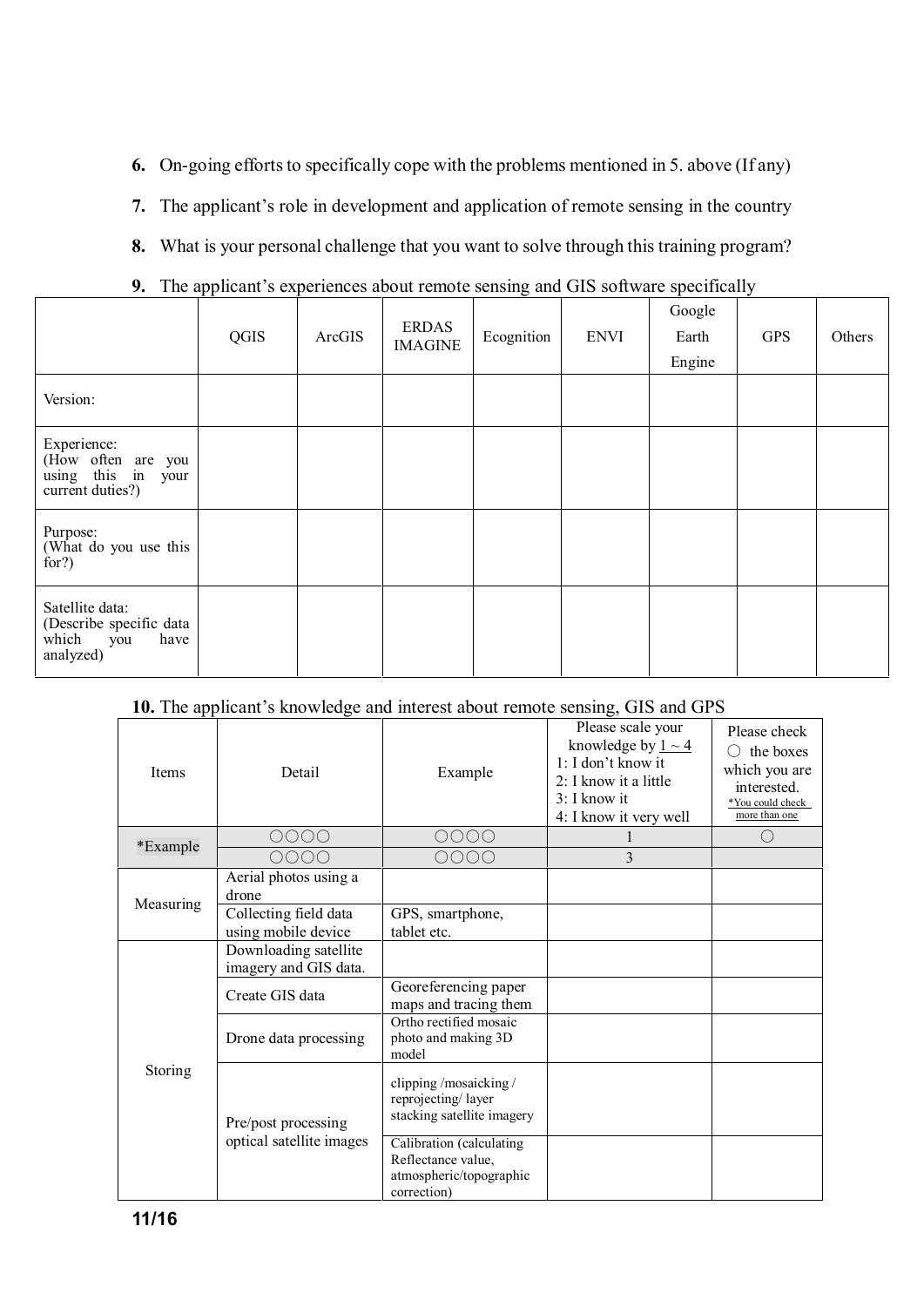6. On-going efforts to specifically cope with the problems mentioned in 5. above (If any)

7. The applicant's role in development and application of remote sensing in the country

8. What is your personal challenge that you want to solve through this training program?

9. The applicant's experiences about remote sensing and GIS software specifically

| | QGIS | ArcGIS | ERDAS IMAGINE | Ecognition | ENVI | Google Earth Engine | GPS | Others |
|---|---|---|---|---|---|---|---|---|
| Version: | | | | | | | | |
| Experience: (How often are you using this in your current duties?) | | | | | | | | |
| Purpose: (What do you use this for?) | | | | | | | | |
| Satellite data: (Describe specific data which you have analyzed) | | | | | | | | |

**10.** The applicant's knowledge and interest about remote sensing, GIS and GPS

| Items | Detail | Example | Please scale your knowledge by 1 ~ 4<br>1: I don't know it<br>2: I know it a little<br>3: I know it<br>4: I know it very well | Please check ○ the boxes which you are interested.<br>*You could check more than one |
|---|---|---|---|---|
| *Example | ○○○○ | ○○○○ | 1 | ○ |
| | ○○○○ | ○○○○ | 3 | |
| Measuring | Aerial photos using a drone | | | |
| | Collecting field data using mobile device | GPS, smartphone, tablet etc. | | |
| Storing | Downloading satellite imagery and GIS data. | | | |
| | Create GIS data | Georeferencing paper maps and tracing them | | |
| | Drone data processing | Ortho rectified mosaic photo and making 3D model | | |
| | Pre/post processing optical satellite images | clipping /mosaicking / reprojecting/ layer stacking satellite imagery | | |
| | | Calibration (calculating Reflectance value, atmospheric/topographic correction) | | |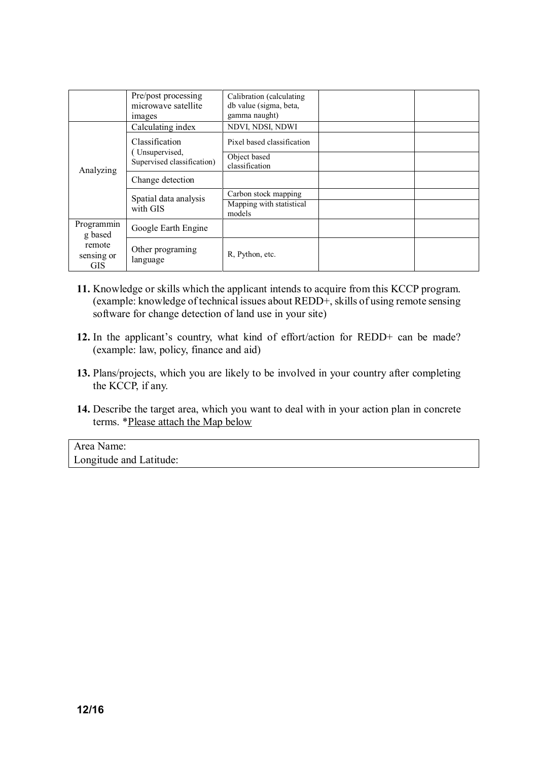| | | | | |
|---|---|---|---|---|
| | Pre/post processing microwave satellite images | Calibration (calculating db value (sigma, beta, gamma naught) | | |
| Analyzing | Calculating index | NDVI, NDSI, NDWI | | |
| | Classification ( Unsupervised, Supervised classification) | Pixel based classification | | |
| | | Object based classification | | |
| | Change detection | | | |
| | Spatial data analysis with GIS | Carbon stock mapping | | |
| | | Mapping with statistical models | | |
| Programming based remote sensing or GIS | Google Earth Engine | | | |
| | Other programing language | R, Python, etc. | | |

**11.** Knowledge or skills which the applicant intends to acquire from this KCCP program. (example: knowledge of technical issues about REDD+, skills of using remote sensing software for change detection of land use in your site)

**12.** In the applicant's country, what kind of effort/action for REDD+ can be made? (example: law, policy, finance and aid)

**13.** Plans/projects, which you are likely to be involved in your country after completing the KCCP, if any.

**14.** Describe the target area, which you want to deal with in your action plan in concrete terms. *Please attach the Map below

| Area Name: |
|---|
| Longitude and Latitude: |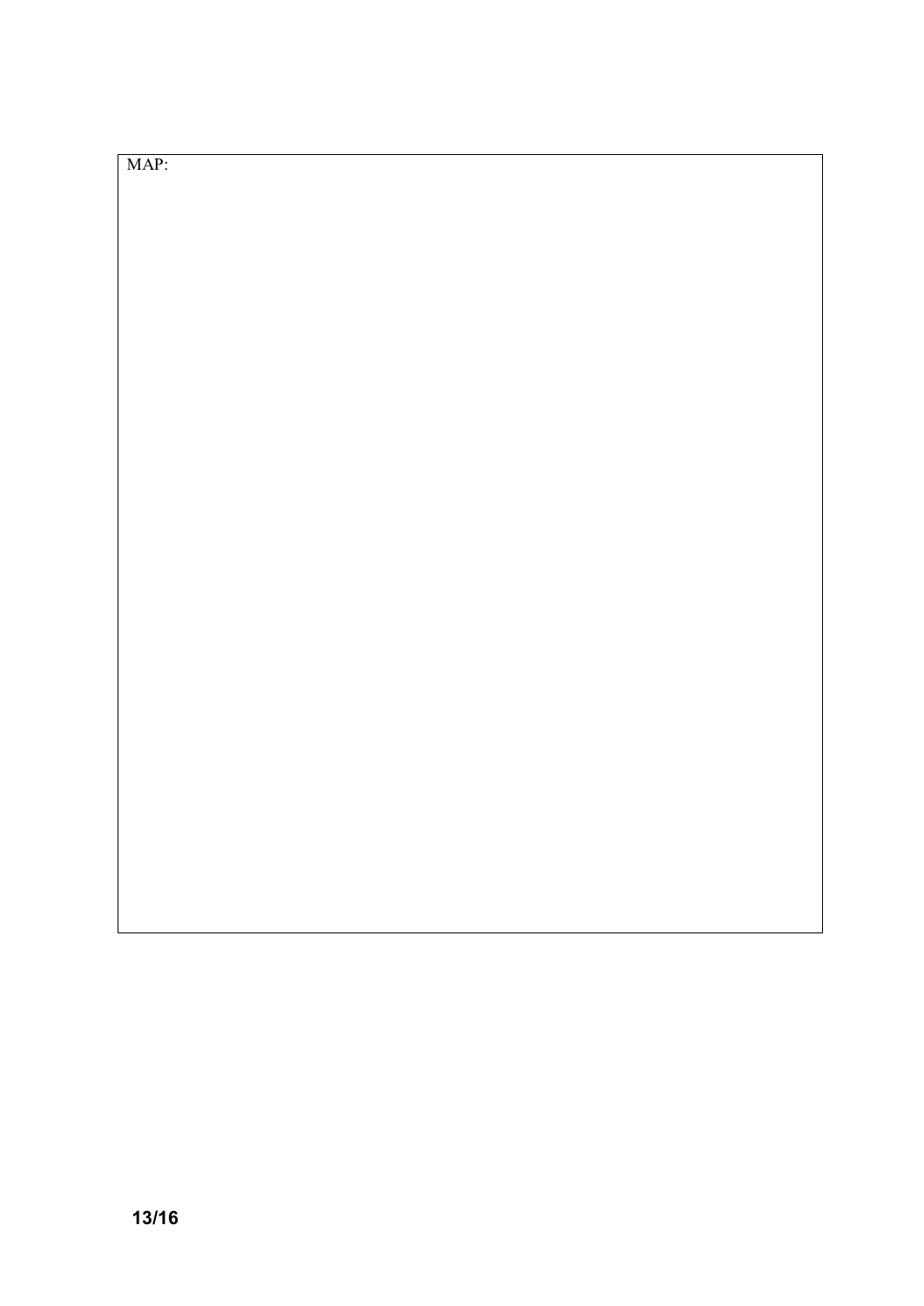MAP: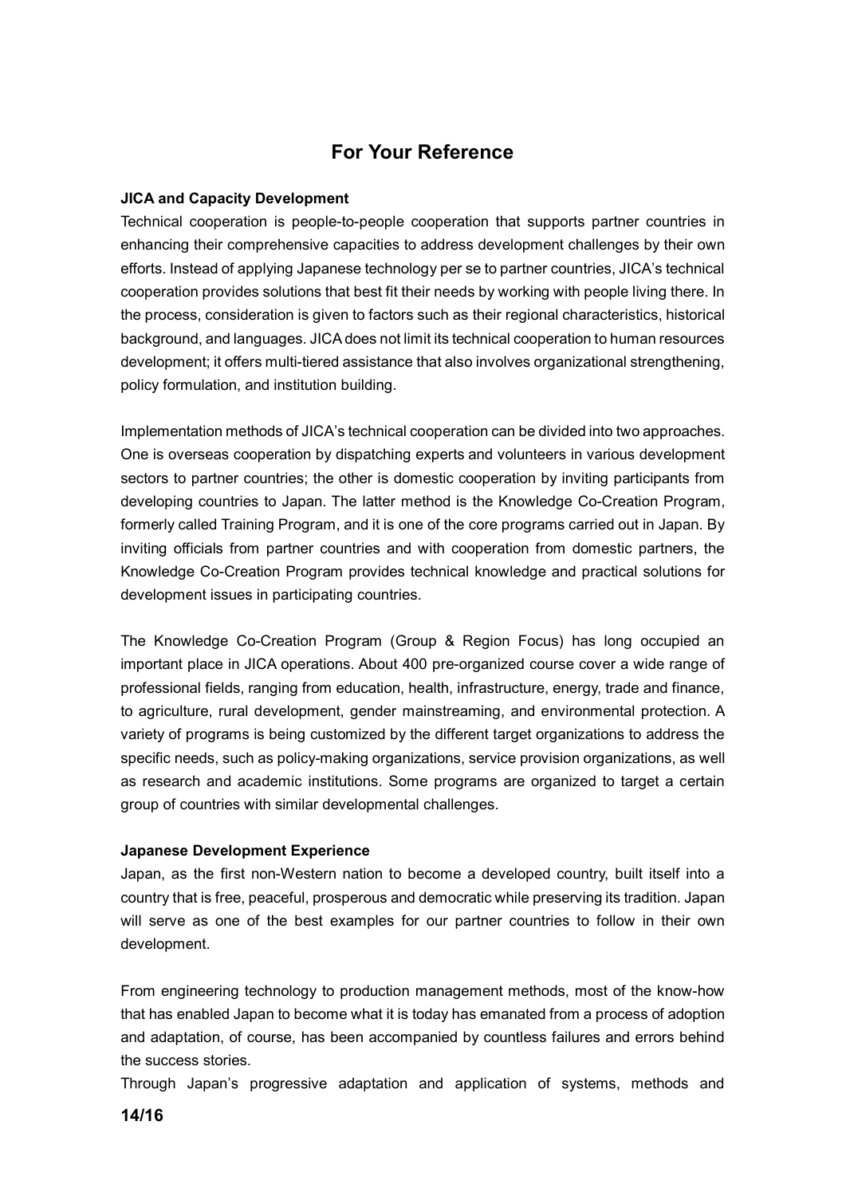# For Your Reference

**JICA and Capacity Development**

Technical cooperation is people-to-people cooperation that supports partner countries in enhancing their comprehensive capacities to address development challenges by their own efforts. Instead of applying Japanese technology per se to partner countries, JICA's technical cooperation provides solutions that best fit their needs by working with people living there. In the process, consideration is given to factors such as their regional characteristics, historical background, and languages. JICA does not limit its technical cooperation to human resources development; it offers multi-tiered assistance that also involves organizational strengthening, policy formulation, and institution building.

Implementation methods of JICA's technical cooperation can be divided into two approaches. One is overseas cooperation by dispatching experts and volunteers in various development sectors to partner countries; the other is domestic cooperation by inviting participants from developing countries to Japan. The latter method is the Knowledge Co-Creation Program, formerly called Training Program, and it is one of the core programs carried out in Japan. By inviting officials from partner countries and with cooperation from domestic partners, the Knowledge Co-Creation Program provides technical knowledge and practical solutions for development issues in participating countries.

The Knowledge Co-Creation Program (Group & Region Focus) has long occupied an important place in JICA operations. About 400 pre-organized course cover a wide range of professional fields, ranging from education, health, infrastructure, energy, trade and finance, to agriculture, rural development, gender mainstreaming, and environmental protection. A variety of programs is being customized by the different target organizations to address the specific needs, such as policy-making organizations, service provision organizations, as well as research and academic institutions. Some programs are organized to target a certain group of countries with similar developmental challenges.

**Japanese Development Experience**

Japan, as the first non-Western nation to become a developed country, built itself into a country that is free, peaceful, prosperous and democratic while preserving its tradition. Japan will serve as one of the best examples for our partner countries to follow in their own development.

From engineering technology to production management methods, most of the know-how that has enabled Japan to become what it is today has emanated from a process of adoption and adaptation, of course, has been accompanied by countless failures and errors behind the success stories.

Through Japan's progressive adaptation and application of systems, methods and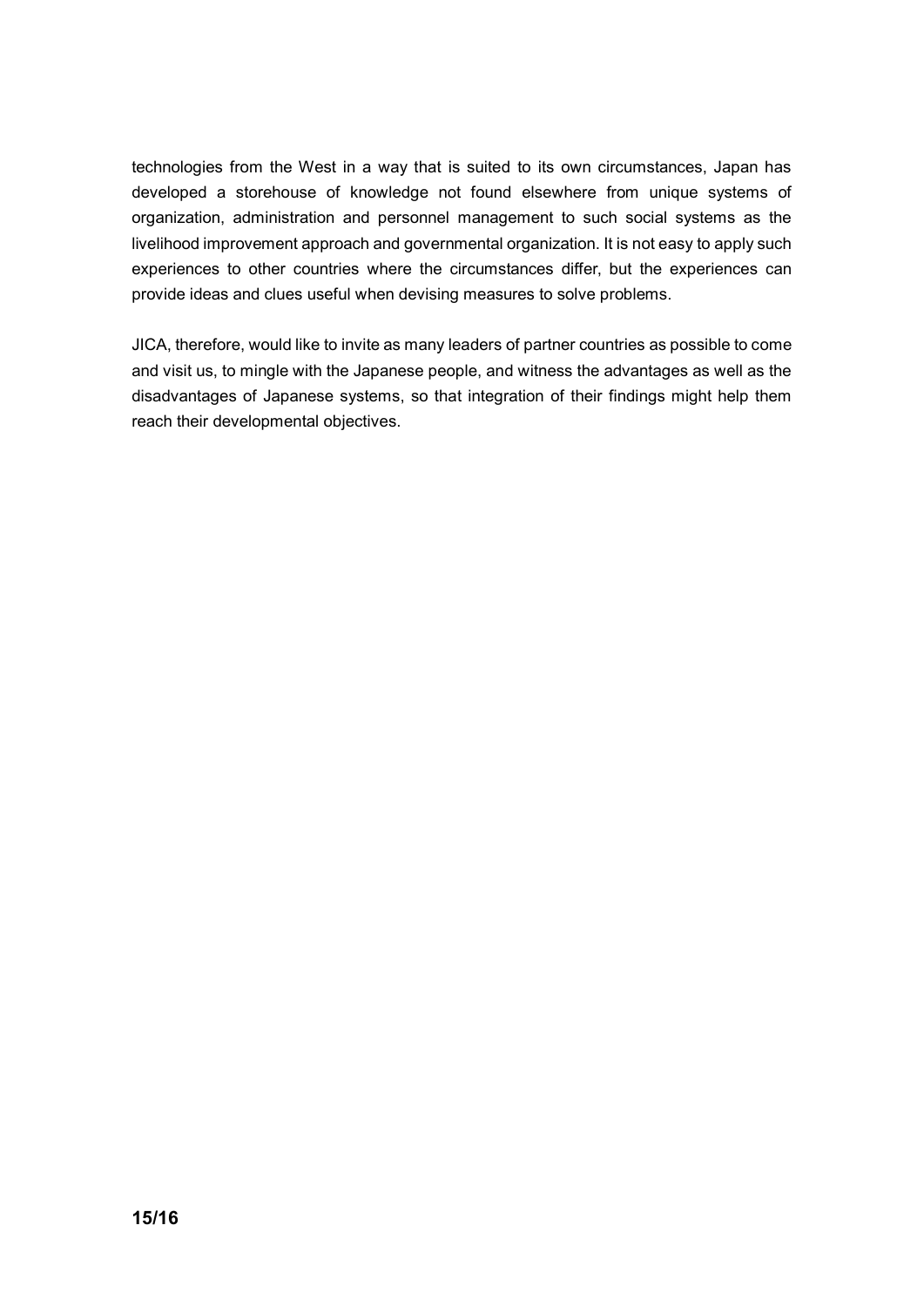technologies from the West in a way that is suited to its own circumstances, Japan has developed a storehouse of knowledge not found elsewhere from unique systems of organization, administration and personnel management to such social systems as the livelihood improvement approach and governmental organization. It is not easy to apply such experiences to other countries where the circumstances differ, but the experiences can provide ideas and clues useful when devising measures to solve problems.

JICA, therefore, would like to invite as many leaders of partner countries as possible to come and visit us, to mingle with the Japanese people, and witness the advantages as well as the disadvantages of Japanese systems, so that integration of their findings might help them reach their developmental objectives.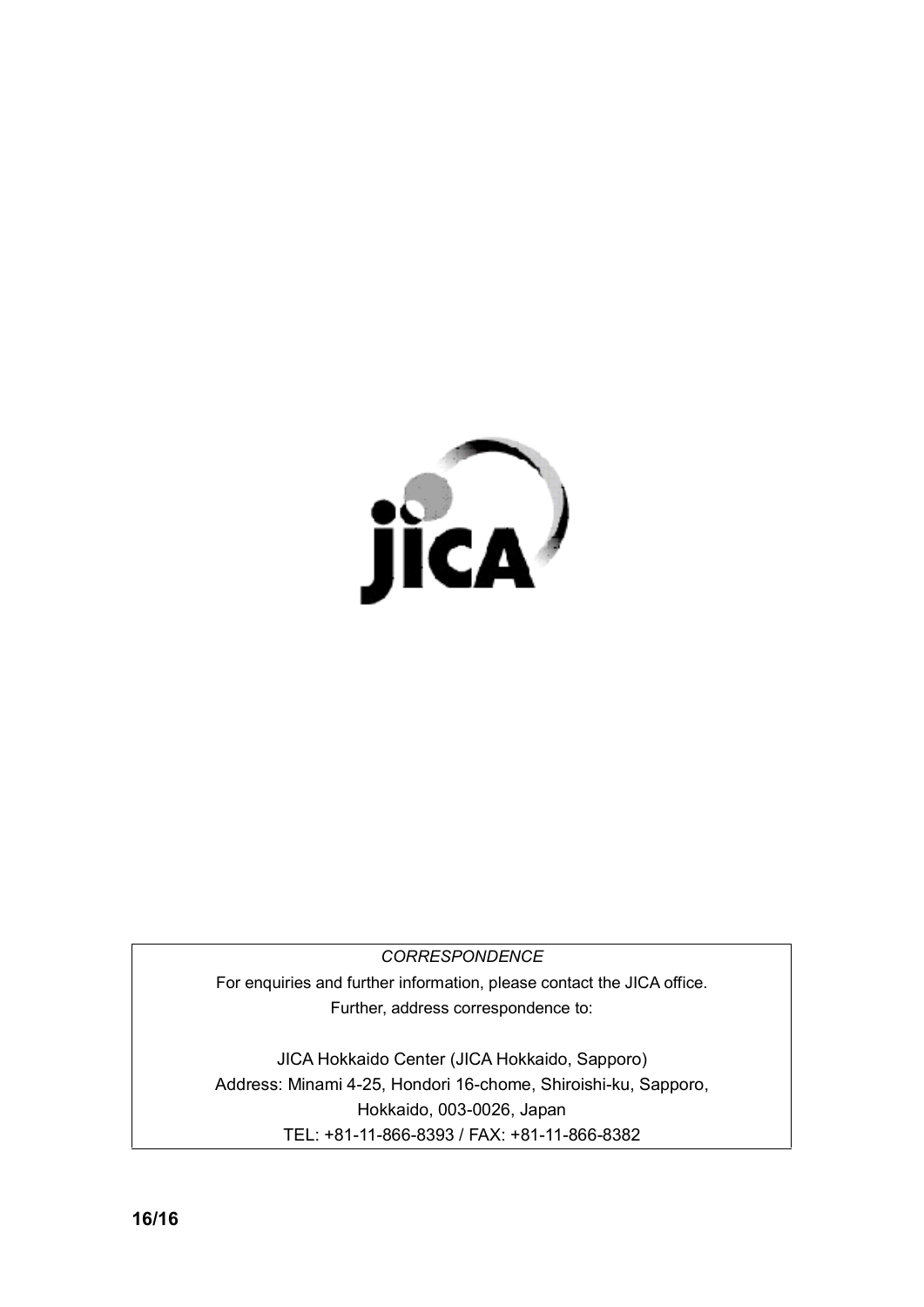*CORRESPONDENCE*

For enquiries and further information, please contact the JICA office.
Further, address correspondence to:

JICA Hokkaido Center (JICA Hokkaido, Sapporo)
Address: Minami 4-25, Hondori 16-chome, Shiroishi-ku, Sapporo,
Hokkaido, 003-0026, Japan
TEL: +81-11-866-8393 / FAX: +81-11-866-8382